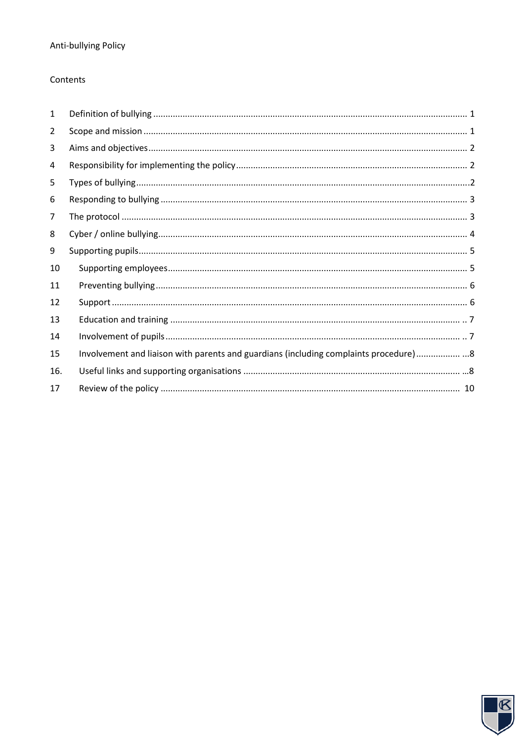Anti-bullying Policy

Contents

| | | |
|---|---|---|
| 1 | Definition of bullying | 1 |
| 2 | Scope and mission | 1 |
| 3 | Aims and objectives | 2 |
| 4 | Responsibility for implementing the policy | 2 |
| 5 | Types of bullying | 2 |
| 6 | Responding to bullying | 3 |
| 7 | The protocol | 3 |
| 8 | Cyber / online bullying | 4 |
| 9 | Supporting pupils | 5 |
| 10 | Supporting employees | 5 |
| 11 | Preventing bullying | 6 |
| 12 | Support | 6 |
| 13 | Education and training | 7 |
| 14 | Involvement of pupils | 7 |
| 15 | Involvement and liaison with parents and guardians (including complaints procedure) | 8 |
| 16. | Useful links and supporting organisations | 8 |
| 17 | Review of the policy | 10 |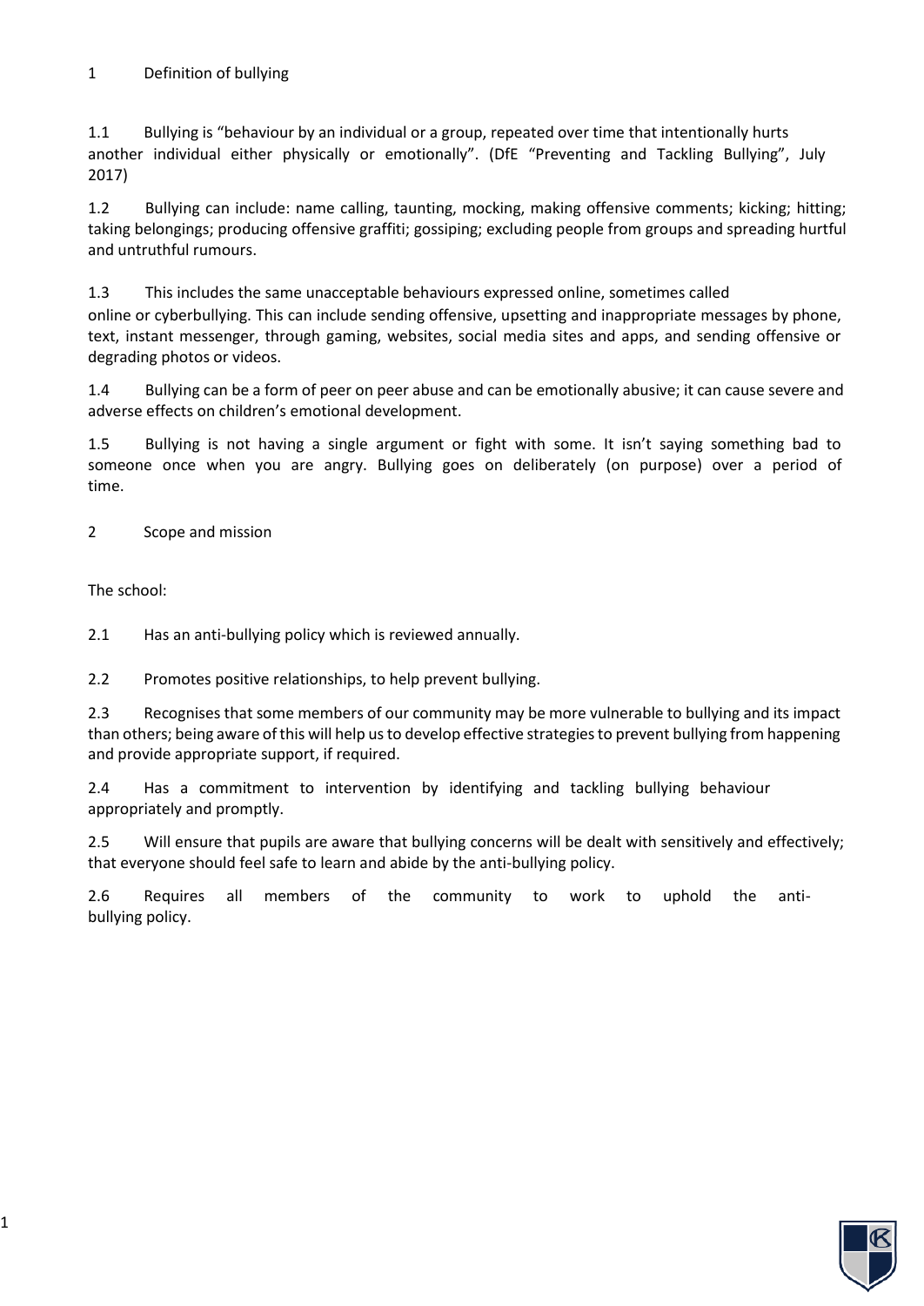## 1 Definition of bullying

1.1 Bullying is "behaviour by an individual or a group, repeated over time that intentionally hurts another individual either physically or emotionally". (DfE "Preventing and Tackling Bullying", July 2017)

1.2 Bullying can include: name calling, taunting, mocking, making offensive comments; kicking; hitting; taking belongings; producing offensive graffiti; gossiping; excluding people from groups and spreading hurtful and untruthful rumours.

1.3 This includes the same unacceptable behaviours expressed online, sometimes called online or cyberbullying. This can include sending offensive, upsetting and inappropriate messages by phone, text, instant messenger, through gaming, websites, social media sites and apps, and sending offensive or degrading photos or videos.

1.4 Bullying can be a form of peer on peer abuse and can be emotionally abusive; it can cause severe and adverse effects on children's emotional development.

1.5 Bullying is not having a single argument or fight with some. It isn't saying something bad to someone once when you are angry. Bullying goes on deliberately (on purpose) over a period of time.

## 2 Scope and mission

The school:

2.1 Has an anti-bullying policy which is reviewed annually.

2.2 Promotes positive relationships, to help prevent bullying.

2.3 Recognises that some members of our community may be more vulnerable to bullying and its impact than others; being aware of this will help us to develop effective strategies to prevent bullying from happening and provide appropriate support, if required.

2.4 Has a commitment to intervention by identifying and tackling bullying behaviour appropriately and promptly.

2.5 Will ensure that pupils are aware that bullying concerns will be dealt with sensitively and effectively; that everyone should feel safe to learn and abide by the anti-bullying policy.

2.6 Requires all members of the community to work to uphold the anti-bullying policy.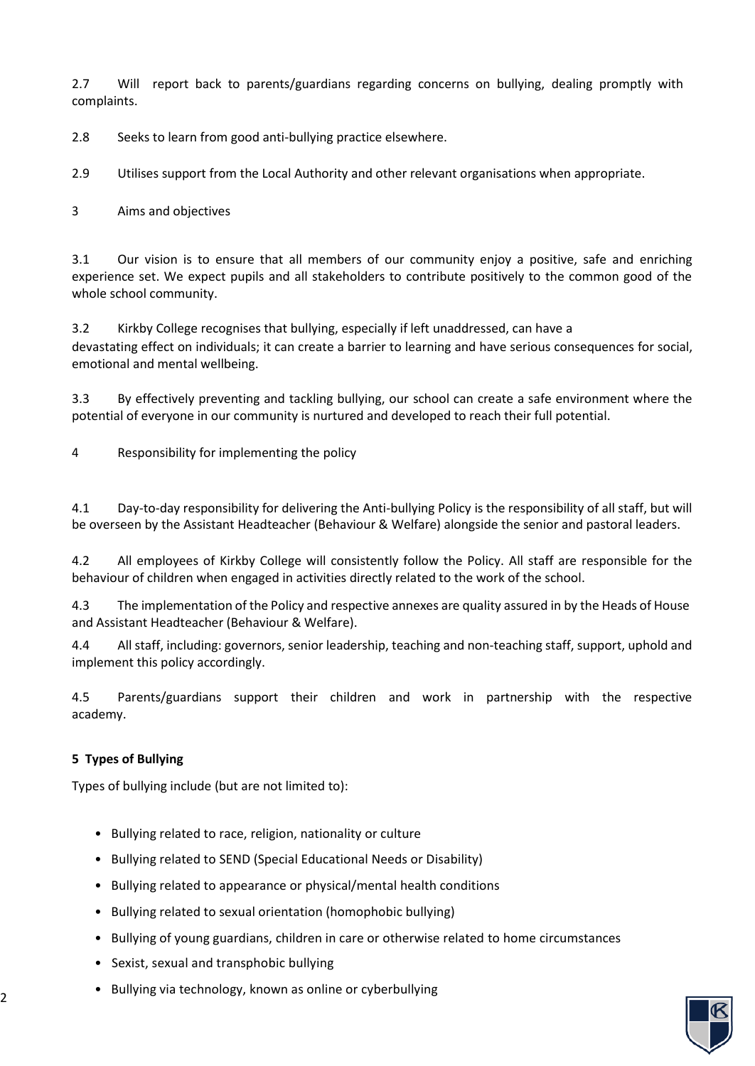2.7 Will report back to parents/guardians regarding concerns on bullying, dealing promptly with complaints.

2.8 Seeks to learn from good anti-bullying practice elsewhere.

2.9 Utilises support from the Local Authority and other relevant organisations when appropriate.

3 Aims and objectives

3.1 Our vision is to ensure that all members of our community enjoy a positive, safe and enriching experience set. We expect pupils and all stakeholders to contribute positively to the common good of the whole school community.

3.2 Kirkby College recognises that bullying, especially if left unaddressed, can have a devastating effect on individuals; it can create a barrier to learning and have serious consequences for social, emotional and mental wellbeing.

3.3 By effectively preventing and tackling bullying, our school can create a safe environment where the potential of everyone in our community is nurtured and developed to reach their full potential.

4 Responsibility for implementing the policy

4.1 Day-to-day responsibility for delivering the Anti-bullying Policy is the responsibility of all staff, but will be overseen by the Assistant Headteacher (Behaviour & Welfare) alongside the senior and pastoral leaders.

4.2 All employees of Kirkby College will consistently follow the Policy. All staff are responsible for the behaviour of children when engaged in activities directly related to the work of the school.

4.3 The implementation of the Policy and respective annexes are quality assured in by the Heads of House and Assistant Headteacher (Behaviour & Welfare).

4.4 All staff, including: governors, senior leadership, teaching and non-teaching staff, support, uphold and implement this policy accordingly.

4.5 Parents/guardians support their children and work in partnership with the respective academy.

**5 Types of Bullying**

Types of bullying include (but are not limited to):

- Bullying related to race, religion, nationality or culture
- Bullying related to SEND (Special Educational Needs or Disability)
- Bullying related to appearance or physical/mental health conditions
- Bullying related to sexual orientation (homophobic bullying)
- Bullying of young guardians, children in care or otherwise related to home circumstances
- Sexist, sexual and transphobic bullying
- Bullying via technology, known as online or cyberbullying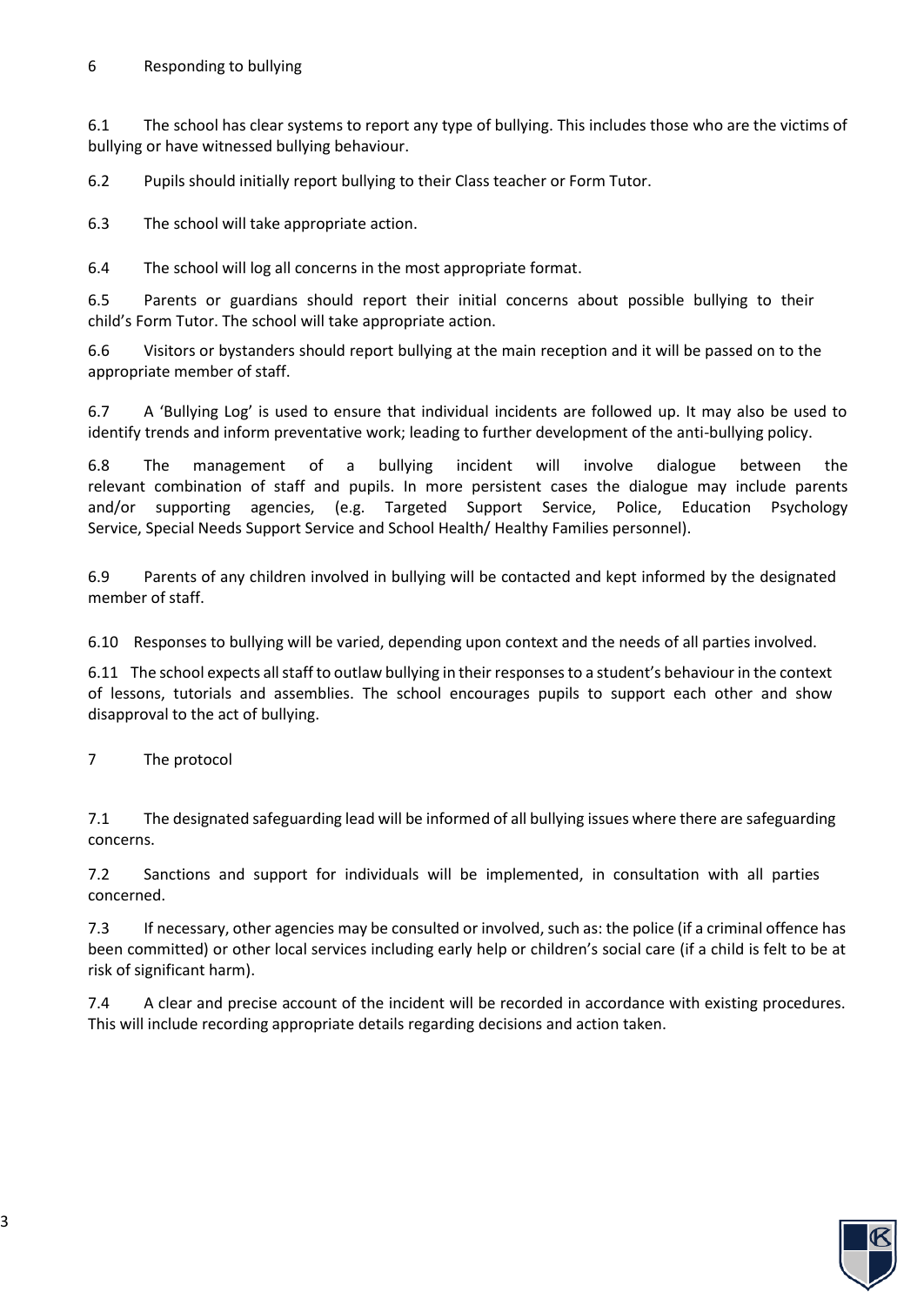## 6 Responding to bullying

6.1 The school has clear systems to report any type of bullying. This includes those who are the victims of bullying or have witnessed bullying behaviour.

6.2 Pupils should initially report bullying to their Class teacher or Form Tutor.

6.3 The school will take appropriate action.

6.4 The school will log all concerns in the most appropriate format.

6.5 Parents or guardians should report their initial concerns about possible bullying to their child's Form Tutor. The school will take appropriate action.

6.6 Visitors or bystanders should report bullying at the main reception and it will be passed on to the appropriate member of staff.

6.7 A 'Bullying Log' is used to ensure that individual incidents are followed up. It may also be used to identify trends and inform preventative work; leading to further development of the anti-bullying policy.

6.8 The management of a bullying incident will involve dialogue between the relevant combination of staff and pupils. In more persistent cases the dialogue may include parents and/or supporting agencies, (e.g. Targeted Support Service, Police, Education Psychology Service, Special Needs Support Service and School Health/ Healthy Families personnel).

6.9 Parents of any children involved in bullying will be contacted and kept informed by the designated member of staff.

6.10 Responses to bullying will be varied, depending upon context and the needs of all parties involved.

6.11 The school expects all staff to outlaw bullying in their responses to a student's behaviour in the context of lessons, tutorials and assemblies. The school encourages pupils to support each other and show disapproval to the act of bullying.

## 7 The protocol

7.1 The designated safeguarding lead will be informed of all bullying issues where there are safeguarding concerns.

7.2 Sanctions and support for individuals will be implemented, in consultation with all parties concerned.

7.3 If necessary, other agencies may be consulted or involved, such as: the police (if a criminal offence has been committed) or other local services including early help or children's social care (if a child is felt to be at risk of significant harm).

7.4 A clear and precise account of the incident will be recorded in accordance with existing procedures. This will include recording appropriate details regarding decisions and action taken.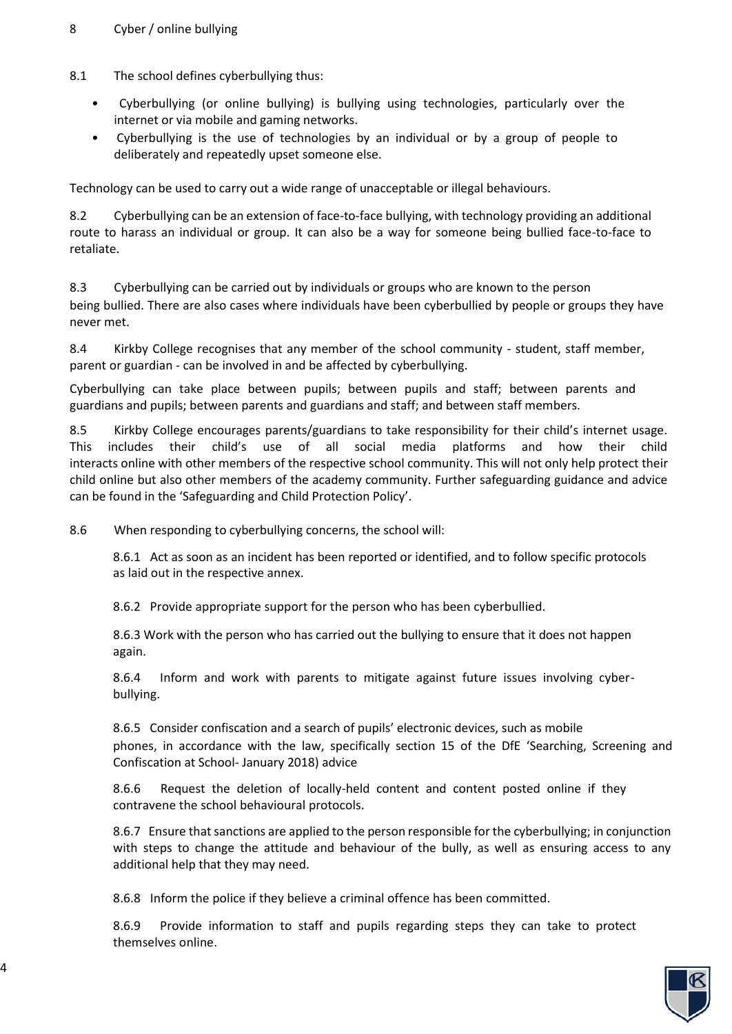## 8 Cyber / online bullying

8.1 The school defines cyberbullying thus:

- Cyberbullying (or online bullying) is bullying using technologies, particularly over the internet or via mobile and gaming networks.
- Cyberbullying is the use of technologies by an individual or by a group of people to deliberately and repeatedly upset someone else.

Technology can be used to carry out a wide range of unacceptable or illegal behaviours.

8.2 Cyberbullying can be an extension of face-to-face bullying, with technology providing an additional route to harass an individual or group. It can also be a way for someone being bullied face-to-face to retaliate.

8.3 Cyberbullying can be carried out by individuals or groups who are known to the person being bullied. There are also cases where individuals have been cyberbullied by people or groups they have never met.

8.4 Kirkby College recognises that any member of the school community - student, staff member, parent or guardian - can be involved in and be affected by cyberbullying.

Cyberbullying can take place between pupils; between pupils and staff; between parents and guardians and pupils; between parents and guardians and staff; and between staff members.

8.5 Kirkby College encourages parents/guardians to take responsibility for their child's internet usage. This includes their child's use of all social media platforms and how their child interacts online with other members of the respective school community. This will not only help protect their child online but also other members of the academy community. Further safeguarding guidance and advice can be found in the 'Safeguarding and Child Protection Policy'.

8.6 When responding to cyberbullying concerns, the school will:

8.6.1 Act as soon as an incident has been reported or identified, and to follow specific protocols as laid out in the respective annex.

8.6.2 Provide appropriate support for the person who has been cyberbullied.

8.6.3 Work with the person who has carried out the bullying to ensure that it does not happen again.

8.6.4 Inform and work with parents to mitigate against future issues involving cyber-bullying.

8.6.5 Consider confiscation and a search of pupils' electronic devices, such as mobile phones, in accordance with the law, specifically section 15 of the DfE 'Searching, Screening and Confiscation at School- January 2018) advice

8.6.6 Request the deletion of locally-held content and content posted online if they contravene the school behavioural protocols.

8.6.7 Ensure that sanctions are applied to the person responsible for the cyberbullying; in conjunction with steps to change the attitude and behaviour of the bully, as well as ensuring access to any additional help that they may need.

8.6.8 Inform the police if they believe a criminal offence has been committed.

8.6.9 Provide information to staff and pupils regarding steps they can take to protect themselves online.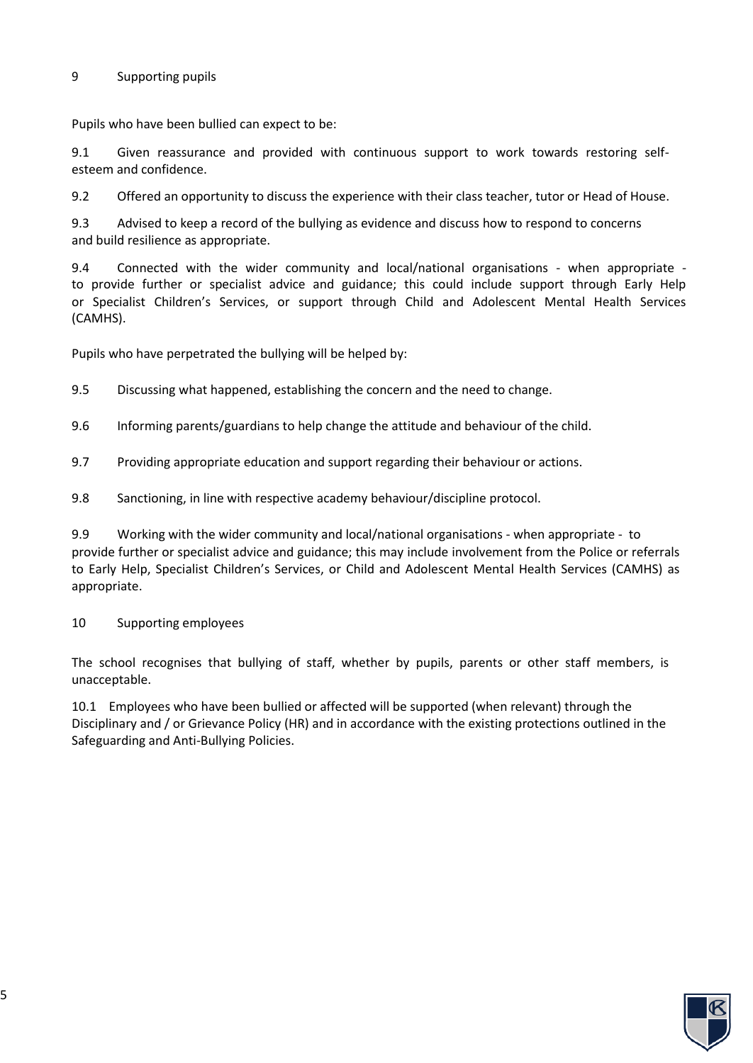## 9 Supporting pupils

Pupils who have been bullied can expect to be:

9.1 Given reassurance and provided with continuous support to work towards restoring self-esteem and confidence.

9.2 Offered an opportunity to discuss the experience with their class teacher, tutor or Head of House.

9.3 Advised to keep a record of the bullying as evidence and discuss how to respond to concerns and build resilience as appropriate.

9.4 Connected with the wider community and local/national organisations - when appropriate - to provide further or specialist advice and guidance; this could include support through Early Help or Specialist Children's Services, or support through Child and Adolescent Mental Health Services (CAMHS).

Pupils who have perpetrated the bullying will be helped by:

9.5 Discussing what happened, establishing the concern and the need to change.

9.6 Informing parents/guardians to help change the attitude and behaviour of the child.

9.7 Providing appropriate education and support regarding their behaviour or actions.

9.8 Sanctioning, in line with respective academy behaviour/discipline protocol.

9.9 Working with the wider community and local/national organisations - when appropriate - to provide further or specialist advice and guidance; this may include involvement from the Police or referrals to Early Help, Specialist Children's Services, or Child and Adolescent Mental Health Services (CAMHS) as appropriate.

## 10 Supporting employees

The school recognises that bullying of staff, whether by pupils, parents or other staff members, is unacceptable.

10.1 Employees who have been bullied or affected will be supported (when relevant) through the Disciplinary and / or Grievance Policy (HR) and in accordance with the existing protections outlined in the Safeguarding and Anti-Bullying Policies.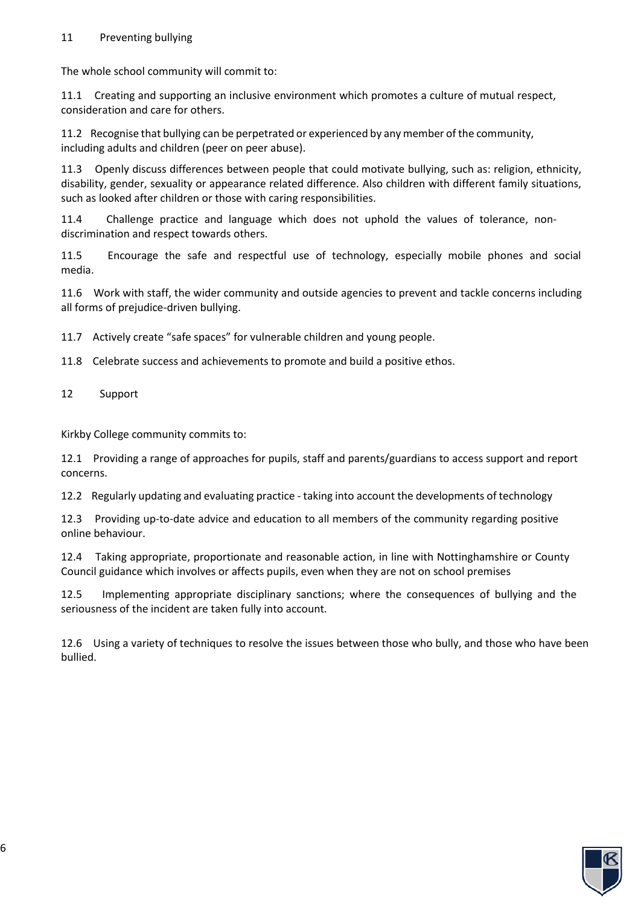## 11 Preventing bullying

The whole school community will commit to:

11.1 Creating and supporting an inclusive environment which promotes a culture of mutual respect, consideration and care for others.

11.2 Recognise that bullying can be perpetrated or experienced by any member of the community, including adults and children (peer on peer abuse).

11.3 Openly discuss differences between people that could motivate bullying, such as: religion, ethnicity, disability, gender, sexuality or appearance related difference. Also children with different family situations, such as looked after children or those with caring responsibilities.

11.4 Challenge practice and language which does not uphold the values of tolerance, non-discrimination and respect towards others.

11.5 Encourage the safe and respectful use of technology, especially mobile phones and social media.

11.6 Work with staff, the wider community and outside agencies to prevent and tackle concerns including all forms of prejudice-driven bullying.

11.7 Actively create "safe spaces" for vulnerable children and young people.

11.8 Celebrate success and achievements to promote and build a positive ethos.

## 12 Support

Kirkby College community commits to:

12.1 Providing a range of approaches for pupils, staff and parents/guardians to access support and report concerns.

12.2 Regularly updating and evaluating practice - taking into account the developments of technology

12.3 Providing up-to-date advice and education to all members of the community regarding positive online behaviour.

12.4 Taking appropriate, proportionate and reasonable action, in line with Nottinghamshire or County Council guidance which involves or affects pupils, even when they are not on school premises

12.5 Implementing appropriate disciplinary sanctions; where the consequences of bullying and the seriousness of the incident are taken fully into account.

12.6 Using a variety of techniques to resolve the issues between those who bully, and those who have been bullied.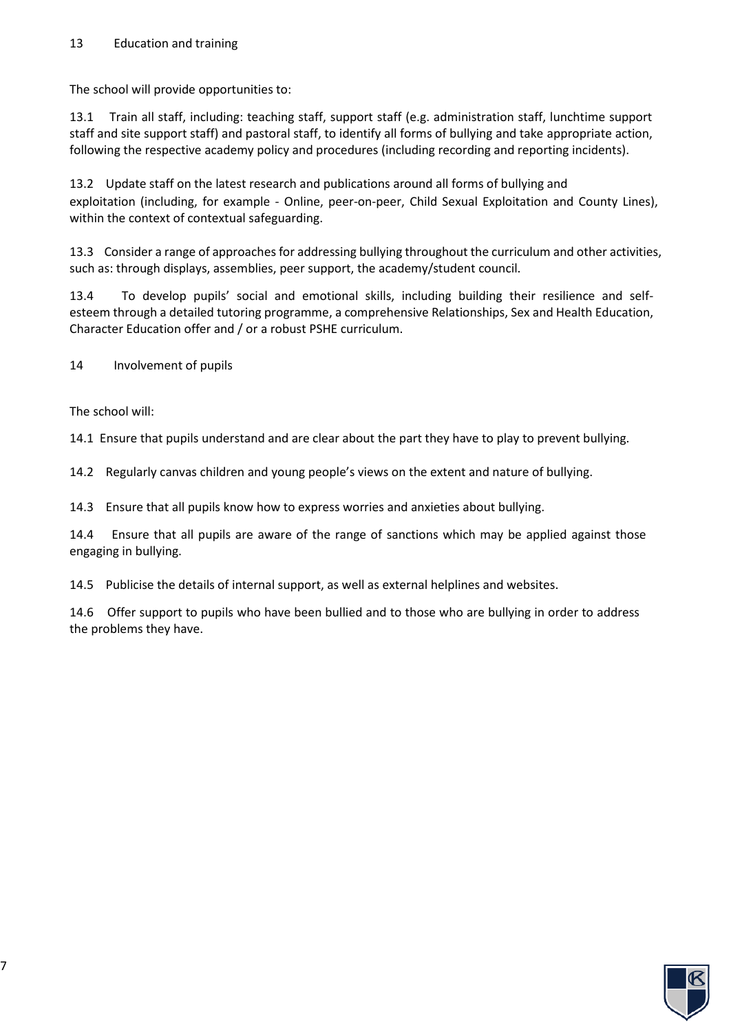## 13 Education and training

The school will provide opportunities to:

13.1 Train all staff, including: teaching staff, support staff (e.g. administration staff, lunchtime support staff and site support staff) and pastoral staff, to identify all forms of bullying and take appropriate action, following the respective academy policy and procedures (including recording and reporting incidents).

13.2 Update staff on the latest research and publications around all forms of bullying and exploitation (including, for example - Online, peer-on-peer, Child Sexual Exploitation and County Lines), within the context of contextual safeguarding.

13.3 Consider a range of approaches for addressing bullying throughout the curriculum and other activities, such as: through displays, assemblies, peer support, the academy/student council.

13.4 To develop pupils' social and emotional skills, including building their resilience and self-esteem through a detailed tutoring programme, a comprehensive Relationships, Sex and Health Education, Character Education offer and / or a robust PSHE curriculum.

## 14 Involvement of pupils

The school will:

14.1 Ensure that pupils understand and are clear about the part they have to play to prevent bullying.

14.2 Regularly canvas children and young people's views on the extent and nature of bullying.

14.3 Ensure that all pupils know how to express worries and anxieties about bullying.

14.4 Ensure that all pupils are aware of the range of sanctions which may be applied against those engaging in bullying.

14.5 Publicise the details of internal support, as well as external helplines and websites.

14.6 Offer support to pupils who have been bullied and to those who are bullying in order to address the problems they have.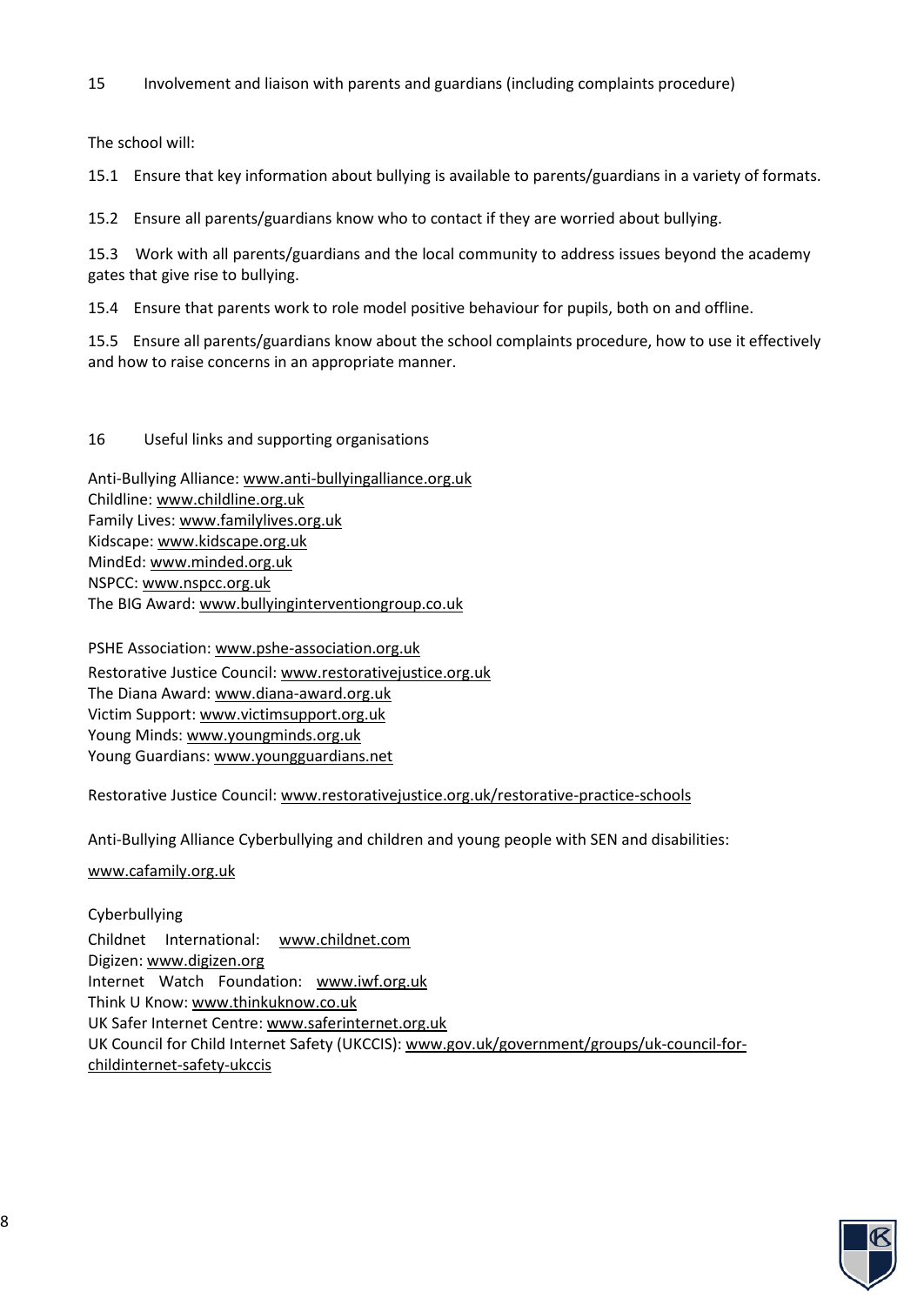## 15 Involvement and liaison with parents and guardians (including complaints procedure)

The school will:

15.1 Ensure that key information about bullying is available to parents/guardians in a variety of formats.

15.2 Ensure all parents/guardians know who to contact if they are worried about bullying.

15.3 Work with all parents/guardians and the local community to address issues beyond the academy gates that give rise to bullying.

15.4 Ensure that parents work to role model positive behaviour for pupils, both on and offline.

15.5 Ensure all parents/guardians know about the school complaints procedure, how to use it effectively and how to raise concerns in an appropriate manner.

## 16 Useful links and supporting organisations

Anti-Bullying Alliance: www.anti-bullyingalliance.org.uk
Childline: www.childline.org.uk
Family Lives: www.familylives.org.uk
Kidscape: www.kidscape.org.uk
MindEd: www.minded.org.uk
NSPCC: www.nspcc.org.uk
The BIG Award: www.bullyinginterventiongroup.co.uk

PSHE Association: www.pshe-association.org.uk
Restorative Justice Council: www.restorativejustice.org.uk
The Diana Award: www.diana-award.org.uk
Victim Support: www.victimsupport.org.uk
Young Minds: www.youngminds.org.uk
Young Guardians: www.youngguardians.net

Restorative Justice Council: www.restorativejustice.org.uk/restorative-practice-schools

Anti-Bullying Alliance Cyberbullying and children and young people with SEN and disabilities:

www.cafamily.org.uk

Cyberbullying

Childnet International: www.childnet.com
Digizen: www.digizen.org
Internet Watch Foundation: www.iwf.org.uk
Think U Know: www.thinkuknow.co.uk
UK Safer Internet Centre: www.saferinternet.org.uk
UK Council for Child Internet Safety (UKCCIS): www.gov.uk/government/groups/uk-council-for-childinternet-safety-ukccis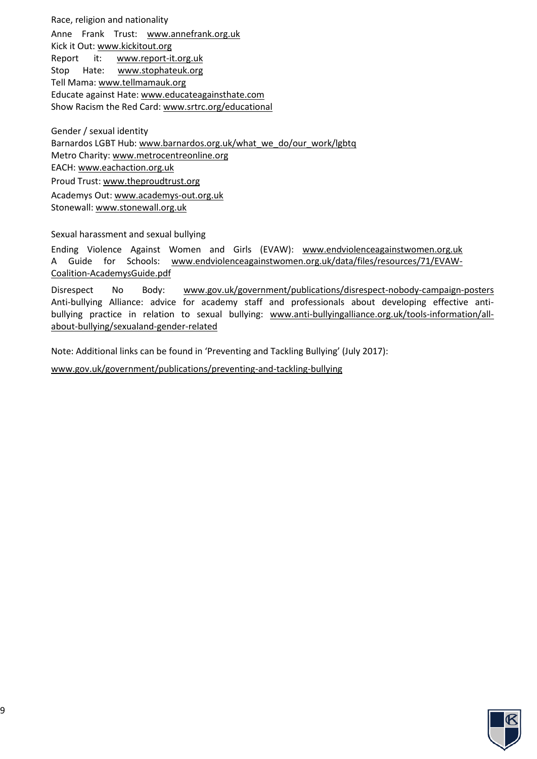Race, religion and nationality

Anne Frank Trust: www.annefrank.org.uk
Kick it Out: www.kickitout.org
Report it: www.report-it.org.uk
Stop Hate: www.stophateuk.org
Tell Mama: www.tellmamauk.org
Educate against Hate: www.educateagainsthate.com
Show Racism the Red Card: www.srtrc.org/educational

Gender / sexual identity

Barnardos LGBT Hub: www.barnardos.org.uk/what_we_do/our_work/lgbtq
Metro Charity: www.metrocentreonline.org
EACH: www.eachaction.org.uk
Proud Trust: www.theproudtrust.org
Academys Out: www.academys-out.org.uk
Stonewall: www.stonewall.org.uk

Sexual harassment and sexual bullying

Ending Violence Against Women and Girls (EVAW): www.endviolenceagainstwomen.org.uk
A Guide for Schools: www.endviolenceagainstwomen.org.uk/data/files/resources/71/EVAW-Coalition-AcademysGuide.pdf

Disrespect No Body: www.gov.uk/government/publications/disrespect-nobody-campaign-posters
Anti-bullying Alliance: advice for academy staff and professionals about developing effective anti-bullying practice in relation to sexual bullying: www.anti-bullyingalliance.org.uk/tools-information/all-about-bullying/sexualand-gender-related

Note: Additional links can be found in 'Preventing and Tackling Bullying' (July 2017):

www.gov.uk/government/publications/preventing-and-tackling-bullying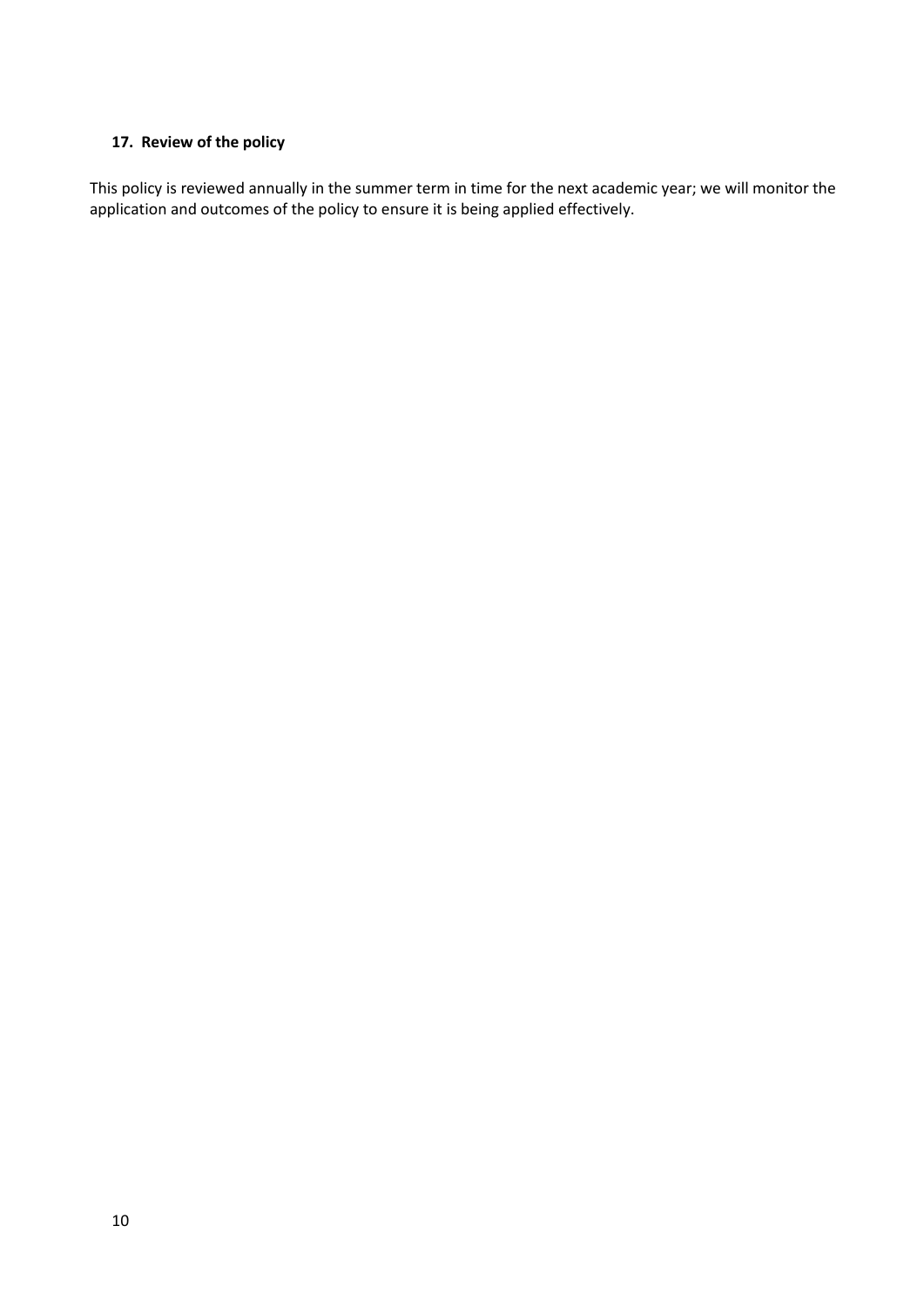## 17. Review of the policy

This policy is reviewed annually in the summer term in time for the next academic year; we will monitor the application and outcomes of the policy to ensure it is being applied effectively.